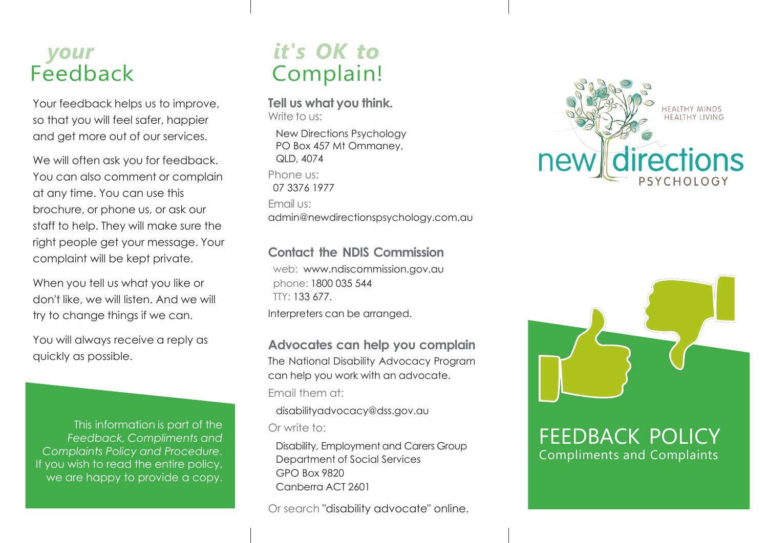# *your* Feedback

Your feedback helps us to improve, so that you will feel safer, happier and get more out of our services.

We will often ask you for feedback. You can also comment or complain at any time. You can use this brochure, or phone us, or ask our staff to help. They will make sure the right people get your message. Your complaint will be kept private.

When you tell us what you like or don't like, we will listen. And we will try to change things if we can.

You will always receive a reply as quickly as possible.

This information is part of the *Feedback, Compliments and Complaints Policy and Procedure*. If you wish to read the entire policy, we are happy to provide a copy.

# *it's OK to* Complain!

**Tell us what you think.**

Write to us:

New Directions Psychology
PO Box 457 Mt Ommaney,
QLD, 4074

Phone us:
07 3376 1977

Email us:
admin@newdirectionspsychology.com.au

## Contact the NDIS Commission

web: www.ndiscommission.gov.au
phone: 1800 035 544
TTY: 133 677.

Interpreters can be arranged.

## Advocates can help you complain

The National Disability Advocacy Program can help you work with an advocate.

Email them at:

disabilityadvocacy@dss.gov.au

Or write to:

Disability, Employment and Carers Group
Department of Social Services
GPO Box 9820
Canberra ACT 2601

Or search "disability advocate" online.

HEALTHY MINDS
HEALTHY LIVING

new directions PSYCHOLOGY

# FEEDBACK POLICY

Compliments and Complaints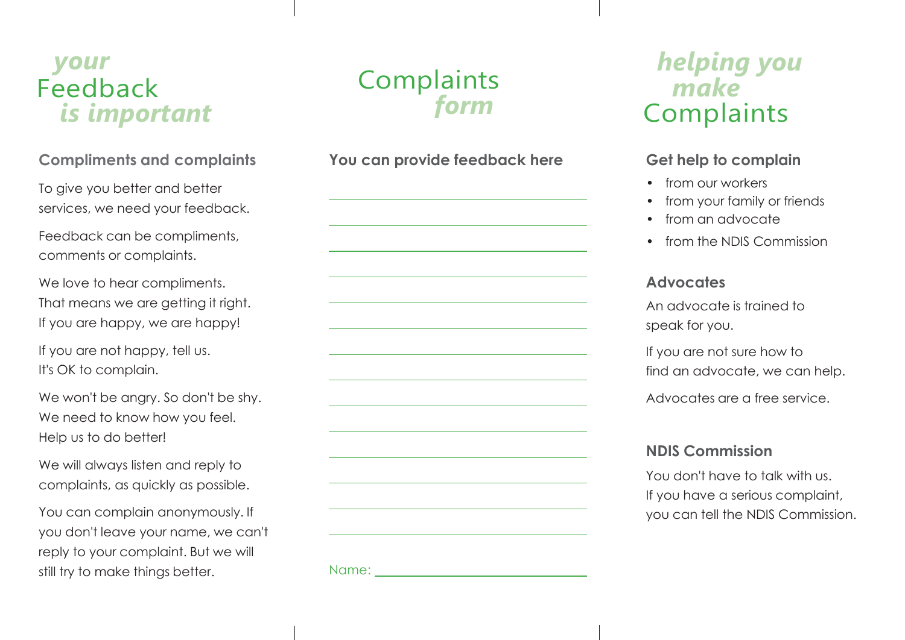# *your* Feedback *is important*

## Compliments and complaints

To give you better and better services, we need your feedback.

Feedback can be compliments, comments or complaints.

We love to hear compliments. That means we are getting it right. If you are happy, we are happy!

If you are not happy, tell us. It's OK to complain.

We won't be angry. So don't be shy. We need to know how you feel. Help us to do better!

We will always listen and reply to complaints, as quickly as possible.

You can complain anonymously. If you don't leave your name, we can't reply to your complaint. But we will still try to make things better.

# Complaints *form*

## You can provide feedback here

Name: ______________________

# *helping you make* Complaints

## Get help to complain

- from our workers
- from your family or friends
- from an advocate
- from the NDIS Commission

## Advocates

An advocate is trained to speak for you.

If you are not sure how to find an advocate, we can help.

Advocates are a free service.

## NDIS Commission

You don't have to talk with us. If you have a serious complaint, you can tell the NDIS Commission.